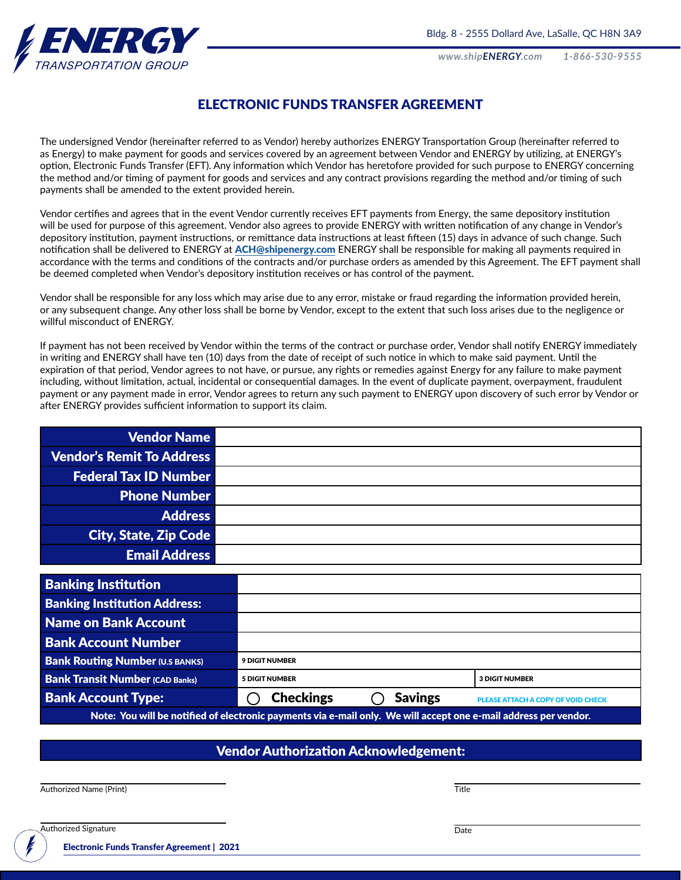ENERGY TRANSPORTATION GROUP

Bldg. 8 - 2555 Dollard Ave, LaSalle, QC H8N 3A9

www.shipENERGY.com 1-866-530-9555

# ELECTRONIC FUNDS TRANSFER AGREEMENT

The undersigned Vendor (hereinafter referred to as Vendor) hereby authorizes ENERGY Transportation Group (hereinafter referred to as Energy) to make payment for goods and services covered by an agreement between Vendor and ENERGY by utilizing, at ENERGY's option, Electronic Funds Transfer (EFT). Any information which Vendor has heretofore provided for such purpose to ENERGY concerning the method and/or timing of payment for goods and services and any contract provisions regarding the method and/or timing of such payments shall be amended to the extent provided herein.

Vendor certifies and agrees that in the event Vendor currently receives EFT payments from Energy, the same depository institution will be used for purpose of this agreement. Vendor also agrees to provide ENERGY with written notification of any change in Vendor's depository institution, payment instructions, or remittance data instructions at least fifteen (15) days in advance of such change. Such notification shall be delivered to ENERGY at ACH@shipenergy.com ENERGY shall be responsible for making all payments required in accordance with the terms and conditions of the contracts and/or purchase orders as amended by this Agreement. The EFT payment shall be deemed completed when Vendor's depository institution receives or has control of the payment.

Vendor shall be responsible for any loss which may arise due to any error, mistake or fraud regarding the information provided herein, or any subsequent change. Any other loss shall be borne by Vendor, except to the extent that such loss arises due to the negligence or willful misconduct of ENERGY.

If payment has not been received by Vendor within the terms of the contract or purchase order, Vendor shall notify ENERGY immediately in writing and ENERGY shall have ten (10) days from the date of receipt of such notice in which to make said payment. Until the expiration of that period, Vendor agrees to not have, or pursue, any rights or remedies against Energy for any failure to make payment including, without limitation, actual, incidental or consequential damages. In the event of duplicate payment, overpayment, fraudulent payment or any payment made in error, Vendor agrees to return any such payment to ENERGY upon discovery of such error by Vendor or after ENERGY provides sufficient information to support its claim.

| | |
|---|---|
| **Vendor Name** | |
| **Vendor's Remit To Address** | |
| **Federal Tax ID Number** | |
| **Phone Number** | |
| **Address** | |
| **City, State, Zip Code** | |
| **Email Address** | |

| | | | |
|---|---|---|---|
| **Banking Institution** | | | |
| **Banking Institution Address:** | | | |
| **Name on Bank Account** | | | |
| **Bank Account Number** | | | |
| **Bank Routing Number** (U.S BANKS) | 9 DIGIT NUMBER | | |
| **Bank Transit Number** (CAD Banks) | 5 DIGIT NUMBER | | 3 DIGIT NUMBER |
| **Bank Account Type:** | ◯ Checkings | ◯ Savings | PLEASE ATTACH A COPY OF VOID CHECK |

**Note: You will be notified of electronic payments via e-mail only. We will accept one e-mail address per vendor.**

## Vendor Authorization Acknowledgement:

Authorized Name (Print) ____________________ Title ____________________

Authorized Signature ____________________ Date ____________________

**Electronic Funds Transfer Agreement | 2021**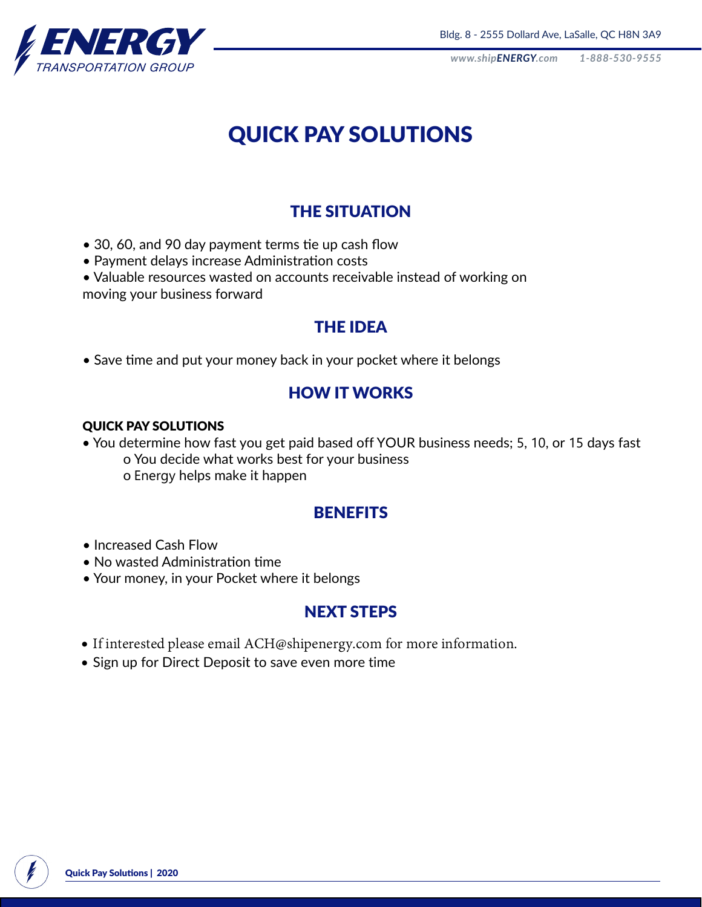# QUICK PAY SOLUTIONS

## THE SITUATION

- 30, 60, and 90 day payment terms tie up cash flow
- Payment delays increase Administration costs
- Valuable resources wasted on accounts receivable instead of working on moving your business forward

## THE IDEA

- Save time and put your money back in your pocket where it belongs

## HOW IT WORKS

**QUICK PAY SOLUTIONS**

- You determine how fast you get paid based off YOUR business needs; 5, 10, or 15 days fast
  - o You decide what works best for your business
  - o Energy helps make it happen

## BENEFITS

- Increased Cash Flow
- No wasted Administration time
- Your money, in your Pocket where it belongs

## NEXT STEPS

- If interested please email ACH@shipenergy.com for more information.
- Sign up for Direct Deposit to save even more time